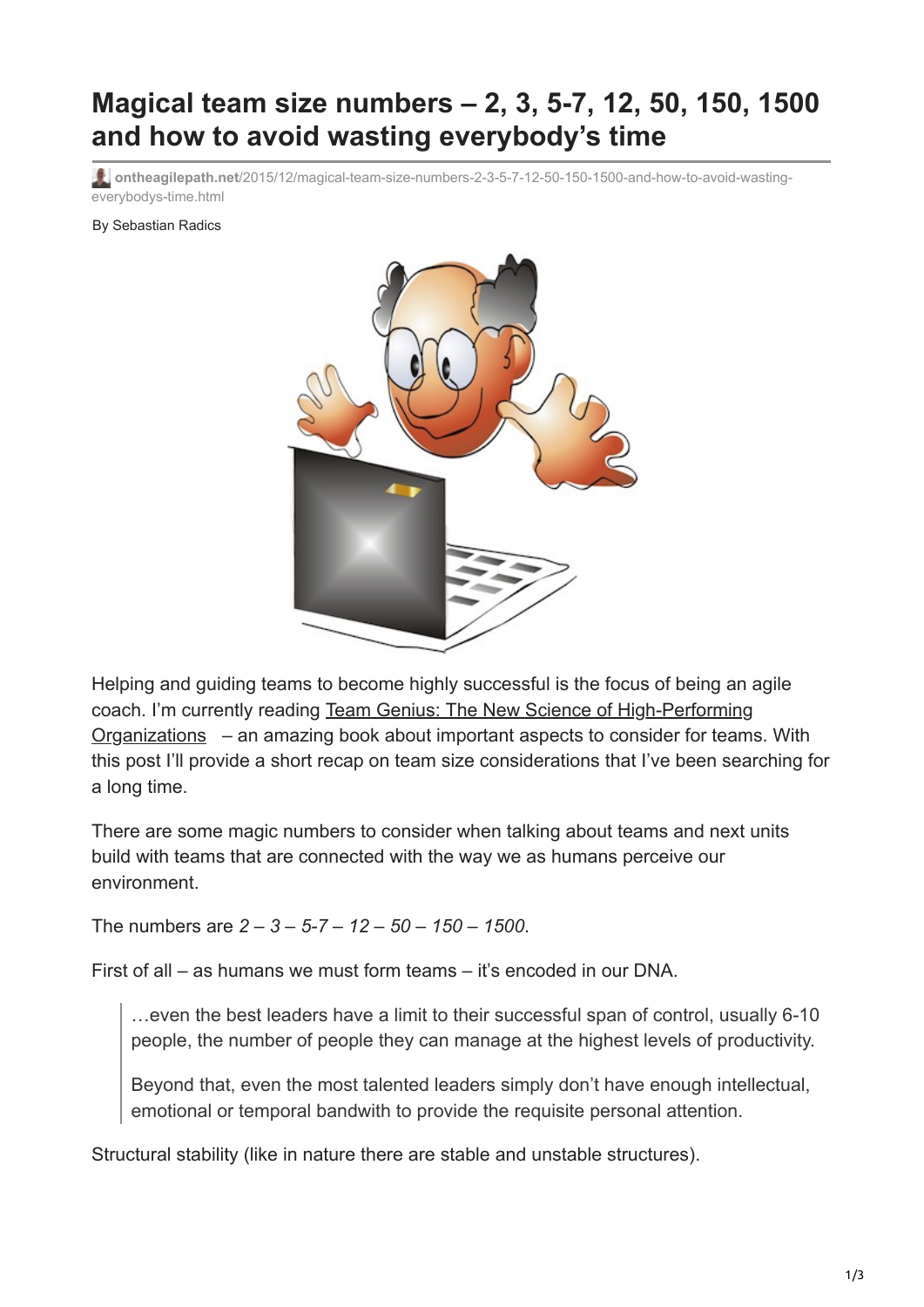# Magical team size numbers – 2, 3, 5-7, 12, 50, 150, 1500 and how to avoid wasting everybody's time

ontheagilepath.net/2015/12/magical-team-size-numbers-2-3-5-7-12-50-150-1500-and-how-to-avoid-wasting-everybodys-time.html

By Sebastian Radics

Helping and guiding teams to become highly successful is the focus of being an agile coach. I'm currently reading Team Genius: The New Science of High-Performing Organizations – an amazing book about important aspects to consider for teams. With this post I'll provide a short recap on team size considerations that I've been searching for a long time.

There are some magic numbers to consider when talking about teams and next units build with teams that are connected with the way we as humans perceive our environment.

The numbers are *2 – 3 – 5-7 – 12 – 50 – 150 – 1500*.

First of all – as humans we must form teams – it's encoded in our DNA.

> …even the best leaders have a limit to their successful span of control, usually 6-10 people, the number of people they can manage at the highest levels of productivity.
>
> Beyond that, even the most talented leaders simply don't have enough intellectual, emotional or temporal bandwith to provide the requisite personal attention.

Structural stability (like in nature there are stable and unstable structures).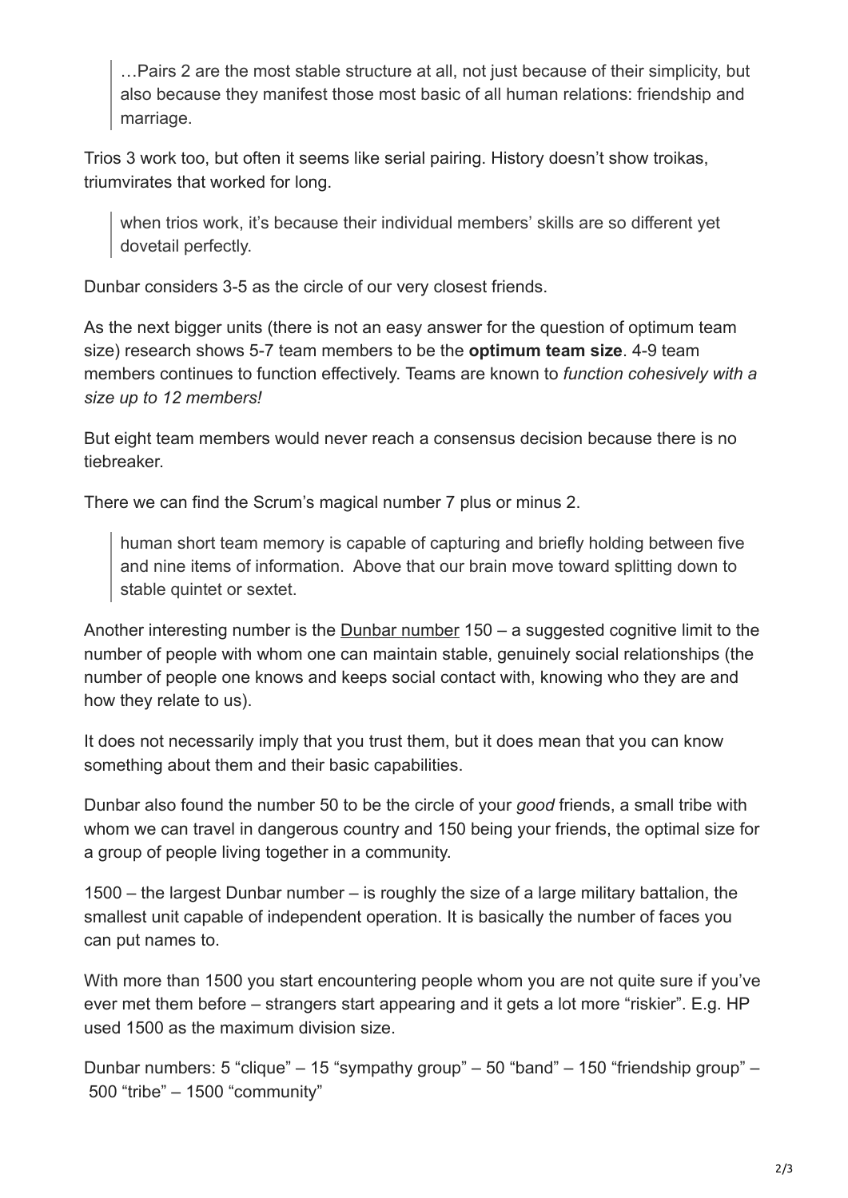> …Pairs 2 are the most stable structure at all, not just because of their simplicity, but also because they manifest those most basic of all human relations: friendship and marriage.

Trios 3 work too, but often it seems like serial pairing. History doesn't show troikas, triumvirates that worked for long.

> when trios work, it's because their individual members' skills are so different yet dovetail perfectly.

Dunbar considers 3-5 as the circle of our very closest friends.

As the next bigger units (there is not an easy answer for the question of optimum team size) research shows 5-7 team members to be the **optimum team size**. 4-9 team members continues to function effectively. Teams are known to *function cohesively with a size up to 12 members!*

But eight team members would never reach a consensus decision because there is no tiebreaker.

There we can find the Scrum's magical number 7 plus or minus 2.

> human short team memory is capable of capturing and briefly holding between five and nine items of information. Above that our brain move toward splitting down to stable quintet or sextet.

Another interesting number is the Dunbar number 150 – a suggested cognitive limit to the number of people with whom one can maintain stable, genuinely social relationships (the number of people one knows and keeps social contact with, knowing who they are and how they relate to us).

It does not necessarily imply that you trust them, but it does mean that you can know something about them and their basic capabilities.

Dunbar also found the number 50 to be the circle of your *good* friends, a small tribe with whom we can travel in dangerous country and 150 being your friends, the optimal size for a group of people living together in a community.

1500 – the largest Dunbar number – is roughly the size of a large military battalion, the smallest unit capable of independent operation. It is basically the number of faces you can put names to.

With more than 1500 you start encountering people whom you are not quite sure if you've ever met them before – strangers start appearing and it gets a lot more "riskier". E.g. HP used 1500 as the maximum division size.

Dunbar numbers: 5 "clique" – 15 "sympathy group" – 50 "band" – 150 "friendship group" – 500 "tribe" – 1500 "community"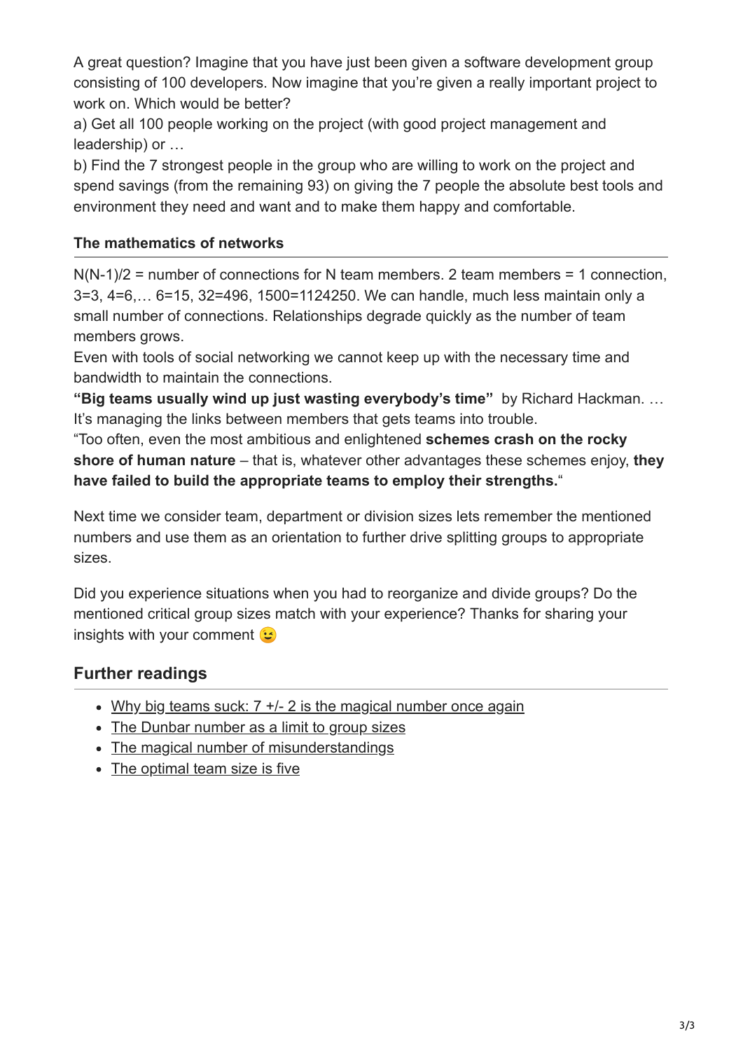A great question? Imagine that you have just been given a software development group consisting of 100 developers. Now imagine that you're given a really important project to work on. Which would be better?

a) Get all 100 people working on the project (with good project management and leadership) or …

b) Find the 7 strongest people in the group who are willing to work on the project and spend savings (from the remaining 93) on giving the 7 people the absolute best tools and environment they need and want and to make them happy and comfortable.

### The mathematics of networks

$N(N-1)/2$ = number of connections for N team members. 2 team members = 1 connection, 3=3, 4=6,… 6=15, 32=496, 1500=1124250. We can handle, much less maintain only a small number of connections. Relationships degrade quickly as the number of team members grows.

Even with tools of social networking we cannot keep up with the necessary time and bandwidth to maintain the connections.

**"Big teams usually wind up just wasting everybody's time"** by Richard Hackman. … It's managing the links between members that gets teams into trouble.

"Too often, even the most ambitious and enlightened **schemes crash on the rocky shore of human nature** – that is, whatever other advantages these schemes enjoy, **they have failed to build the appropriate teams to employ their strengths.**"

Next time we consider team, department or division sizes lets remember the mentioned numbers and use them as an orientation to further drive splitting groups to appropriate sizes.

Did you experience situations when you had to reorganize and divide groups? Do the mentioned critical group sizes match with your experience? Thanks for sharing your insights with your comment 😉

## Further readings

- Why big teams suck: 7 +/- 2 is the magical number once again
- The Dunbar number as a limit to group sizes
- The magical number of misunderstandings
- The optimal team size is five